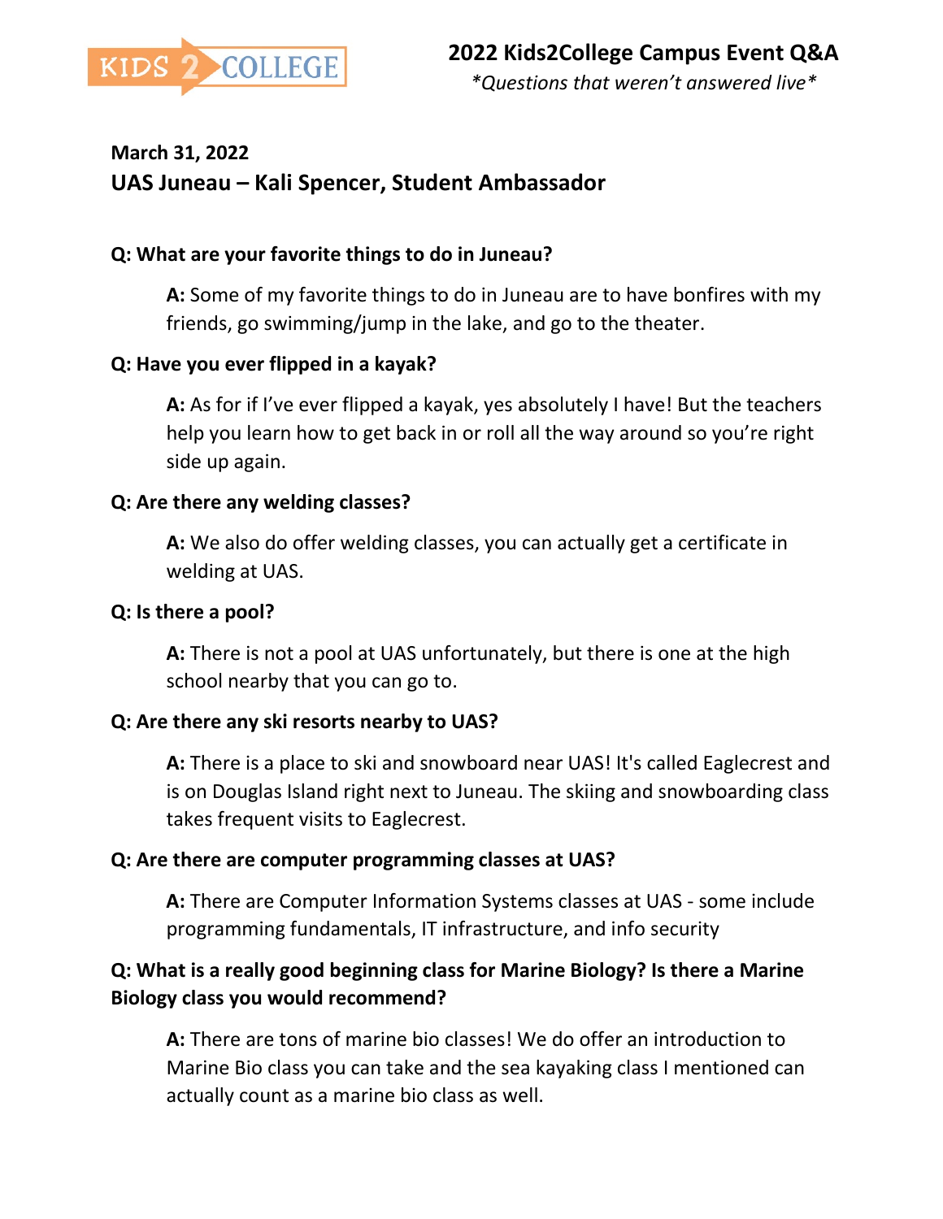KIDS 2 COLLEGE

# 2022 Kids2College Campus Event Q&A

*\*Questions that weren't answered live\**

**March 31, 2022**

## UAS Juneau – Kali Spencer, Student Ambassador

**Q: What are your favorite things to do in Juneau?**

> **A:** Some of my favorite things to do in Juneau are to have bonfires with my friends, go swimming/jump in the lake, and go to the theater.

**Q: Have you ever flipped in a kayak?**

> **A:** As for if I've ever flipped a kayak, yes absolutely I have! But the teachers help you learn how to get back in or roll all the way around so you're right side up again.

**Q: Are there any welding classes?**

> **A:** We also do offer welding classes, you can actually get a certificate in welding at UAS.

**Q: Is there a pool?**

> **A:** There is not a pool at UAS unfortunately, but there is one at the high school nearby that you can go to.

**Q: Are there any ski resorts nearby to UAS?**

> **A:** There is a place to ski and snowboard near UAS! It's called Eaglecrest and is on Douglas Island right next to Juneau. The skiing and snowboarding class takes frequent visits to Eaglecrest.

**Q: Are there are computer programming classes at UAS?**

> **A:** There are Computer Information Systems classes at UAS - some include programming fundamentals, IT infrastructure, and info security

**Q: What is a really good beginning class for Marine Biology? Is there a Marine Biology class you would recommend?**

> **A:** There are tons of marine bio classes! We do offer an introduction to Marine Bio class you can take and the sea kayaking class I mentioned can actually count as a marine bio class as well.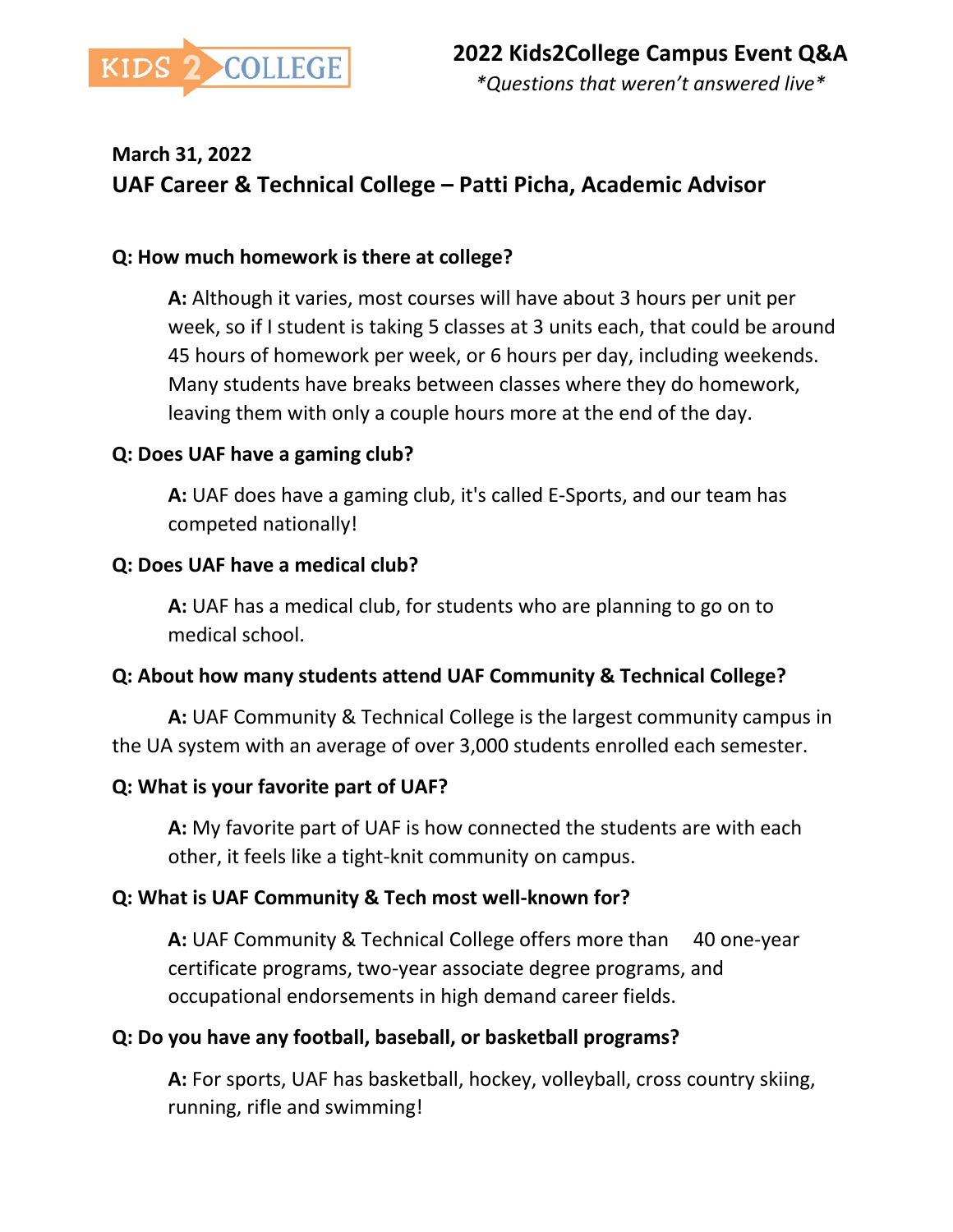**March 31, 2022**

## UAF Career & Technical College – Patti Picha, Academic Advisor

**Q: How much homework is there at college?**

**A:** Although it varies, most courses will have about 3 hours per unit per week, so if I student is taking 5 classes at 3 units each, that could be around 45 hours of homework per week, or 6 hours per day, including weekends. Many students have breaks between classes where they do homework, leaving them with only a couple hours more at the end of the day.

**Q: Does UAF have a gaming club?**

**A:** UAF does have a gaming club, it's called E-Sports, and our team has competed nationally!

**Q: Does UAF have a medical club?**

**A:** UAF has a medical club, for students who are planning to go on to medical school.

**Q: About how many students attend UAF Community & Technical College?**

**A:** UAF Community & Technical College is the largest community campus in the UA system with an average of over 3,000 students enrolled each semester.

**Q: What is your favorite part of UAF?**

**A:** My favorite part of UAF is how connected the students are with each other, it feels like a tight-knit community on campus.

**Q: What is UAF Community & Tech most well-known for?**

**A:** UAF Community & Technical College offers more than 40 one-year certificate programs, two-year associate degree programs, and occupational endorsements in high demand career fields.

**Q: Do you have any football, baseball, or basketball programs?**

**A:** For sports, UAF has basketball, hockey, volleyball, cross country skiing, running, rifle and swimming!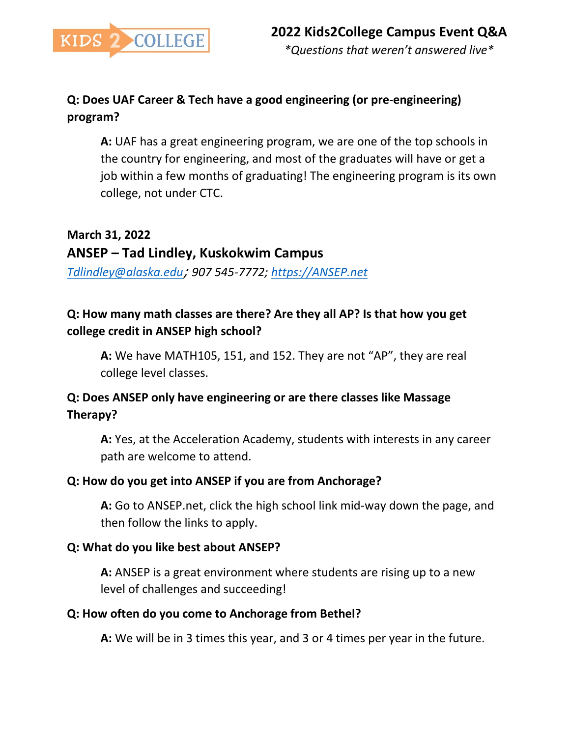**Q: Does UAF Career & Tech have a good engineering (or pre-engineering) program?**

> **A:** UAF has a great engineering program, we are one of the top schools in the country for engineering, and most of the graduates will have or get a job within a few months of graduating! The engineering program is its own college, not under CTC.

**March 31, 2022**

### ANSEP – Tad Lindley, Kuskokwim Campus

*Tdlindley@alaska.edu; 907 545-7772; https://ANSEP.net*

**Q: How many math classes are there? Are they all AP? Is that how you get college credit in ANSEP high school?**

> **A:** We have MATH105, 151, and 152. They are not "AP", they are real college level classes.

**Q: Does ANSEP only have engineering or are there classes like Massage Therapy?**

> **A:** Yes, at the Acceleration Academy, students with interests in any career path are welcome to attend.

**Q: How do you get into ANSEP if you are from Anchorage?**

> **A:** Go to ANSEP.net, click the high school link mid-way down the page, and then follow the links to apply.

**Q: What do you like best about ANSEP?**

> **A:** ANSEP is a great environment where students are rising up to a new level of challenges and succeeding!

**Q: How often do you come to Anchorage from Bethel?**

> **A:** We will be in 3 times this year, and 3 or 4 times per year in the future.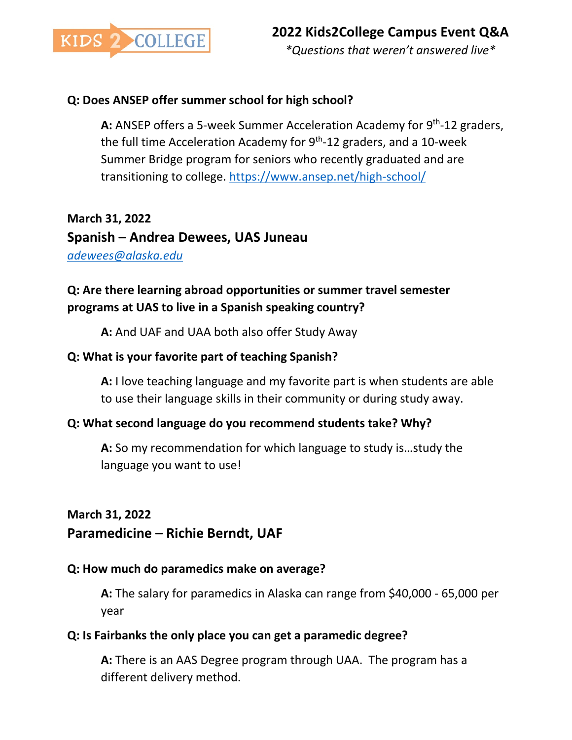**Q: Does ANSEP offer summer school for high school?**

> **A:** ANSEP offers a 5-week Summer Acceleration Academy for 9th-12 graders, the full time Acceleration Academy for 9th-12 graders, and a 10-week Summer Bridge program for seniors who recently graduated and are transitioning to college. https://www.ansep.net/high-school/

**March 31, 2022**

## Spanish – Andrea Dewees, UAS Juneau

*adewees@alaska.edu*

**Q: Are there learning abroad opportunities or summer travel semester programs at UAS to live in a Spanish speaking country?**

> **A:** And UAF and UAA both also offer Study Away

**Q: What is your favorite part of teaching Spanish?**

> **A:** I love teaching language and my favorite part is when students are able to use their language skills in their community or during study away.

**Q: What second language do you recommend students take? Why?**

> **A:** So my recommendation for which language to study is…study the language you want to use!

**March 31, 2022**

## Paramedicine – Richie Berndt, UAF

**Q: How much do paramedics make on average?**

> **A:** The salary for paramedics in Alaska can range from $40,000 - 65,000 per year

**Q: Is Fairbanks the only place you can get a paramedic degree?**

> **A:** There is an AAS Degree program through UAA. The program has a different delivery method.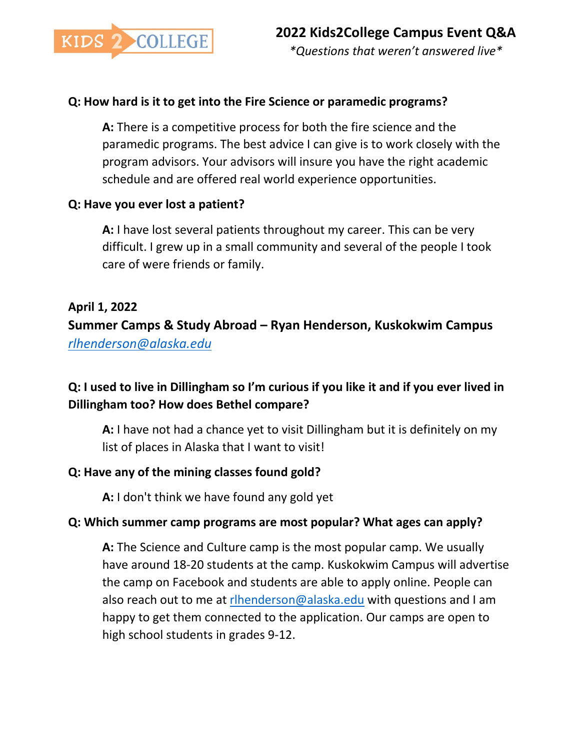**Q: How hard is it to get into the Fire Science or paramedic programs?**

> **A:** There is a competitive process for both the fire science and the paramedic programs. The best advice I can give is to work closely with the program advisors. Your advisors will insure you have the right academic schedule and are offered real world experience opportunities.

**Q: Have you ever lost a patient?**

> **A:** I have lost several patients throughout my career. This can be very difficult. I grew up in a small community and several of the people I took care of were friends or family.

**April 1, 2022**

**Summer Camps & Study Abroad – Ryan Henderson, Kuskokwim Campus**

*rlhenderson@alaska.edu*

**Q: I used to live in Dillingham so I'm curious if you like it and if you ever lived in Dillingham too? How does Bethel compare?**

> **A:** I have not had a chance yet to visit Dillingham but it is definitely on my list of places in Alaska that I want to visit!

**Q: Have any of the mining classes found gold?**

> **A:** I don't think we have found any gold yet

**Q: Which summer camp programs are most popular? What ages can apply?**

> **A:** The Science and Culture camp is the most popular camp. We usually have around 18-20 students at the camp. Kuskokwim Campus will advertise the camp on Facebook and students are able to apply online. People can also reach out to me at rlhenderson@alaska.edu with questions and I am happy to get them connected to the application. Our camps are open to high school students in grades 9-12.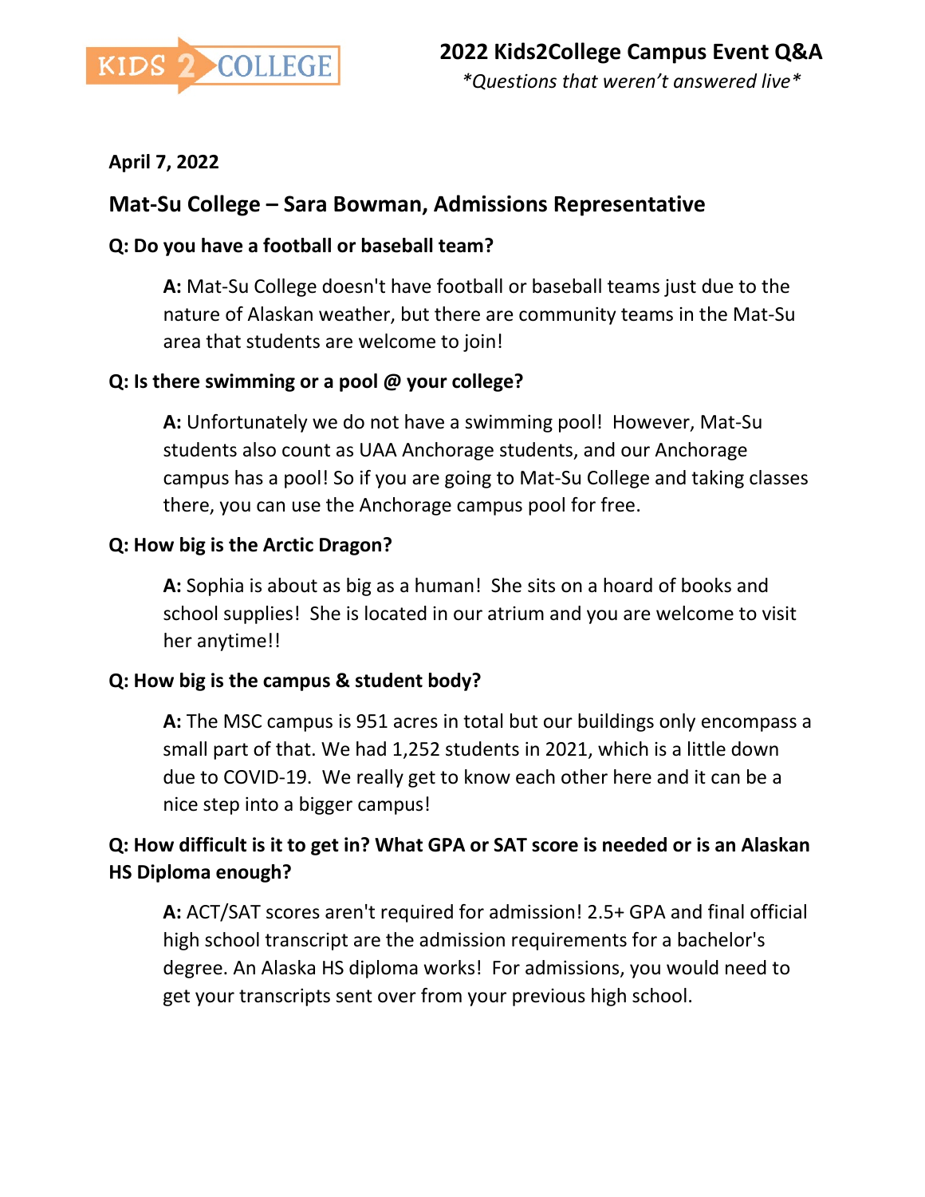KIDS 2 COLLEGE

# 2022 Kids2College Campus Event Q&A

*\*Questions that weren't answered live\**

**April 7, 2022**

## Mat-Su College – Sara Bowman, Admissions Representative

**Q: Do you have a football or baseball team?**

> **A:** Mat-Su College doesn't have football or baseball teams just due to the nature of Alaskan weather, but there are community teams in the Mat-Su area that students are welcome to join!

**Q: Is there swimming or a pool @ your college?**

> **A:** Unfortunately we do not have a swimming pool! However, Mat-Su students also count as UAA Anchorage students, and our Anchorage campus has a pool! So if you are going to Mat-Su College and taking classes there, you can use the Anchorage campus pool for free.

**Q: How big is the Arctic Dragon?**

> **A:** Sophia is about as big as a human! She sits on a hoard of books and school supplies! She is located in our atrium and you are welcome to visit her anytime!!

**Q: How big is the campus & student body?**

> **A:** The MSC campus is 951 acres in total but our buildings only encompass a small part of that. We had 1,252 students in 2021, which is a little down due to COVID-19. We really get to know each other here and it can be a nice step into a bigger campus!

**Q: How difficult is it to get in? What GPA or SAT score is needed or is an Alaskan HS Diploma enough?**

> **A:** ACT/SAT scores aren't required for admission! 2.5+ GPA and final official high school transcript are the admission requirements for a bachelor's degree. An Alaska HS diploma works! For admissions, you would need to get your transcripts sent over from your previous high school.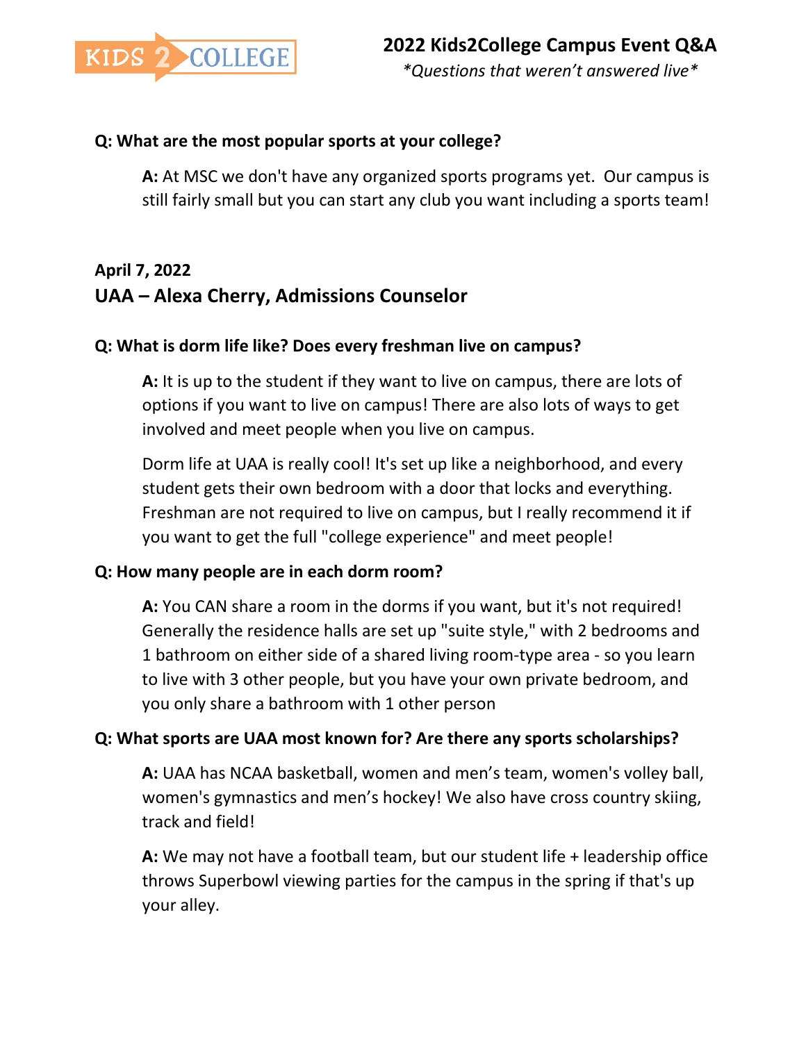**Q: What are the most popular sports at your college?**

> **A:** At MSC we don't have any organized sports programs yet. Our campus is still fairly small but you can start any club you want including a sports team!

**April 7, 2022**

## UAA – Alexa Cherry, Admissions Counselor

**Q: What is dorm life like? Does every freshman live on campus?**

> **A:** It is up to the student if they want to live on campus, there are lots of options if you want to live on campus! There are also lots of ways to get involved and meet people when you live on campus.
>
> Dorm life at UAA is really cool! It's set up like a neighborhood, and every student gets their own bedroom with a door that locks and everything. Freshman are not required to live on campus, but I really recommend it if you want to get the full "college experience" and meet people!

**Q: How many people are in each dorm room?**

> **A:** You CAN share a room in the dorms if you want, but it's not required! Generally the residence halls are set up "suite style," with 2 bedrooms and 1 bathroom on either side of a shared living room-type area - so you learn to live with 3 other people, but you have your own private bedroom, and you only share a bathroom with 1 other person

**Q: What sports are UAA most known for? Are there any sports scholarships?**

> **A:** UAA has NCAA basketball, women and men's team, women's volley ball, women's gymnastics and men's hockey! We also have cross country skiing, track and field!
>
> **A:** We may not have a football team, but our student life + leadership office throws Superbowl viewing parties for the campus in the spring if that's up your alley.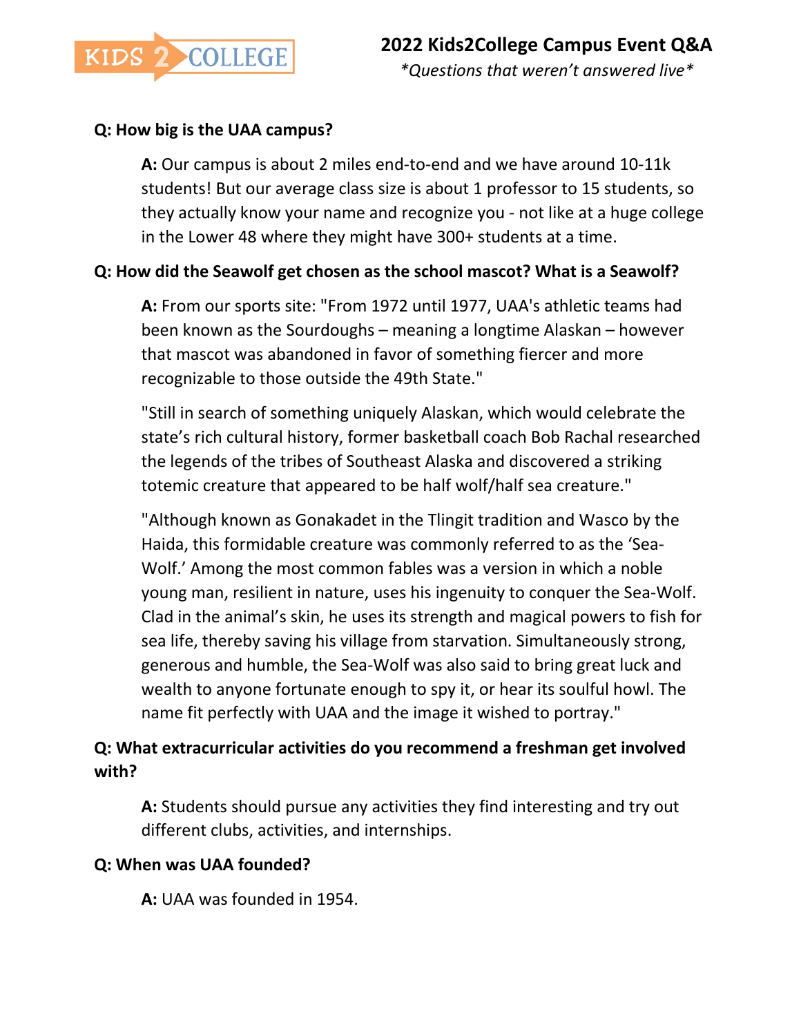# 2022 Kids2College Campus Event Q&A

*\*Questions that weren't answered live\**

**Q: How big is the UAA campus?**

**A:** Our campus is about 2 miles end-to-end and we have around 10-11k students! But our average class size is about 1 professor to 15 students, so they actually know your name and recognize you - not like at a huge college in the Lower 48 where they might have 300+ students at a time.

**Q: How did the Seawolf get chosen as the school mascot? What is a Seawolf?**

**A:** From our sports site: "From 1972 until 1977, UAA's athletic teams had been known as the Sourdoughs – meaning a longtime Alaskan – however that mascot was abandoned in favor of something fiercer and more recognizable to those outside the 49th State."

"Still in search of something uniquely Alaskan, which would celebrate the state's rich cultural history, former basketball coach Bob Rachal researched the legends of the tribes of Southeast Alaska and discovered a striking totemic creature that appeared to be half wolf/half sea creature."

"Although known as Gonakadet in the Tlingit tradition and Wasco by the Haida, this formidable creature was commonly referred to as the 'Sea-Wolf.' Among the most common fables was a version in which a noble young man, resilient in nature, uses his ingenuity to conquer the Sea-Wolf. Clad in the animal's skin, he uses its strength and magical powers to fish for sea life, thereby saving his village from starvation. Simultaneously strong, generous and humble, the Sea-Wolf was also said to bring great luck and wealth to anyone fortunate enough to spy it, or hear its soulful howl. The name fit perfectly with UAA and the image it wished to portray."

**Q: What extracurricular activities do you recommend a freshman get involved with?**

**A:** Students should pursue any activities they find interesting and try out different clubs, activities, and internships.

**Q: When was UAA founded?**

**A:** UAA was founded in 1954.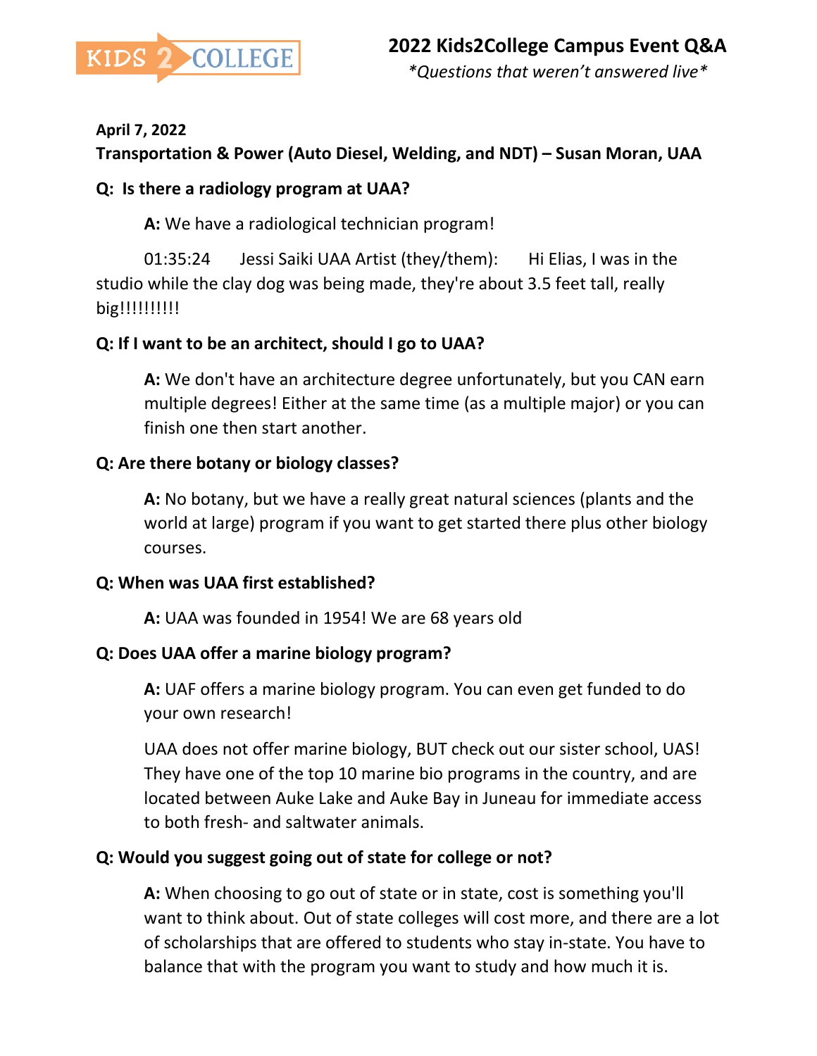**April 7, 2022**

**Transportation & Power (Auto Diesel, Welding, and NDT) – Susan Moran, UAA**

**Q: Is there a radiology program at UAA?**

**A:** We have a radiological technician program!

01:35:24 Jessi Saiki UAA Artist (they/them): Hi Elias, I was in the studio while the clay dog was being made, they're about 3.5 feet tall, really big!!!!!!!!!!

**Q: If I want to be an architect, should I go to UAA?**

**A:** We don't have an architecture degree unfortunately, but you CAN earn multiple degrees! Either at the same time (as a multiple major) or you can finish one then start another.

**Q: Are there botany or biology classes?**

**A:** No botany, but we have a really great natural sciences (plants and the world at large) program if you want to get started there plus other biology courses.

**Q: When was UAA first established?**

**A:** UAA was founded in 1954! We are 68 years old

**Q: Does UAA offer a marine biology program?**

**A:** UAF offers a marine biology program. You can even get funded to do your own research!

UAA does not offer marine biology, BUT check out our sister school, UAS! They have one of the top 10 marine bio programs in the country, and are located between Auke Lake and Auke Bay in Juneau for immediate access to both fresh- and saltwater animals.

**Q: Would you suggest going out of state for college or not?**

**A:** When choosing to go out of state or in state, cost is something you'll want to think about. Out of state colleges will cost more, and there are a lot of scholarships that are offered to students who stay in-state. You have to balance that with the program you want to study and how much it is.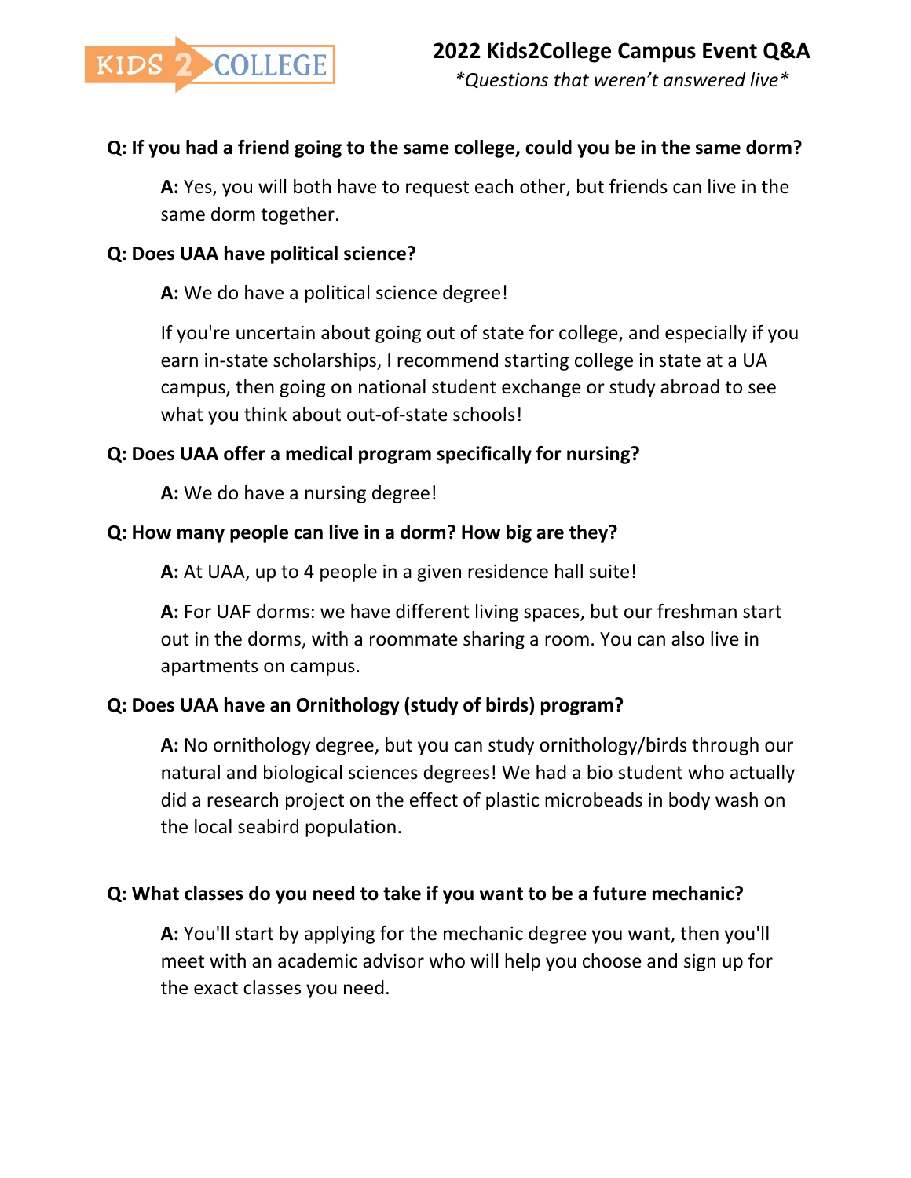# 2022 Kids2College Campus Event Q&A

*\*Questions that weren't answered live\**

**Q: If you had a friend going to the same college, could you be in the same dorm?**

**A:** Yes, you will both have to request each other, but friends can live in the same dorm together.

**Q: Does UAA have political science?**

**A:** We do have a political science degree!

If you're uncertain about going out of state for college, and especially if you earn in-state scholarships, I recommend starting college in state at a UA campus, then going on national student exchange or study abroad to see what you think about out-of-state schools!

**Q: Does UAA offer a medical program specifically for nursing?**

**A:** We do have a nursing degree!

**Q: How many people can live in a dorm? How big are they?**

**A:** At UAA, up to 4 people in a given residence hall suite!

**A:** For UAF dorms: we have different living spaces, but our freshman start out in the dorms, with a roommate sharing a room. You can also live in apartments on campus.

**Q: Does UAA have an Ornithology (study of birds) program?**

**A:** No ornithology degree, but you can study ornithology/birds through our natural and biological sciences degrees! We had a bio student who actually did a research project on the effect of plastic microbeads in body wash on the local seabird population.

**Q: What classes do you need to take if you want to be a future mechanic?**

**A:** You'll start by applying for the mechanic degree you want, then you'll meet with an academic advisor who will help you choose and sign up for the exact classes you need.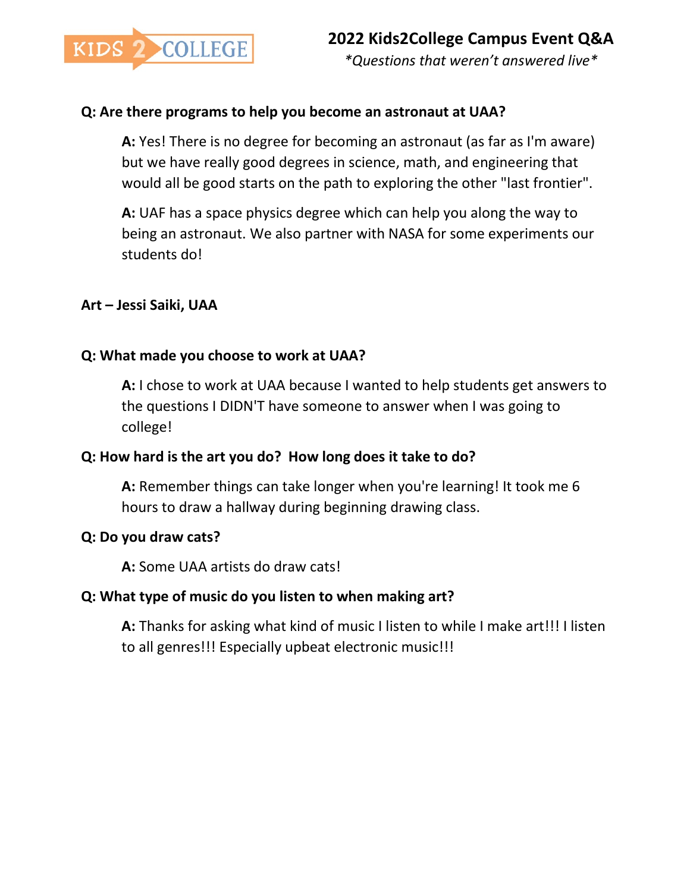**Q: Are there programs to help you become an astronaut at UAA?**

> **A:** Yes! There is no degree for becoming an astronaut (as far as I'm aware) but we have really good degrees in science, math, and engineering that would all be good starts on the path to exploring the other "last frontier".
>
> **A:** UAF has a space physics degree which can help you along the way to being an astronaut. We also partner with NASA for some experiments our students do!

**Art – Jessi Saiki, UAA**

**Q: What made you choose to work at UAA?**

> **A:** I chose to work at UAA because I wanted to help students get answers to the questions I DIDN'T have someone to answer when I was going to college!

**Q: How hard is the art you do? How long does it take to do?**

> **A:** Remember things can take longer when you're learning! It took me 6 hours to draw a hallway during beginning drawing class.

**Q: Do you draw cats?**

> **A:** Some UAA artists do draw cats!

**Q: What type of music do you listen to when making art?**

> **A:** Thanks for asking what kind of music I listen to while I make art!!! I listen to all genres!!! Especially upbeat electronic music!!!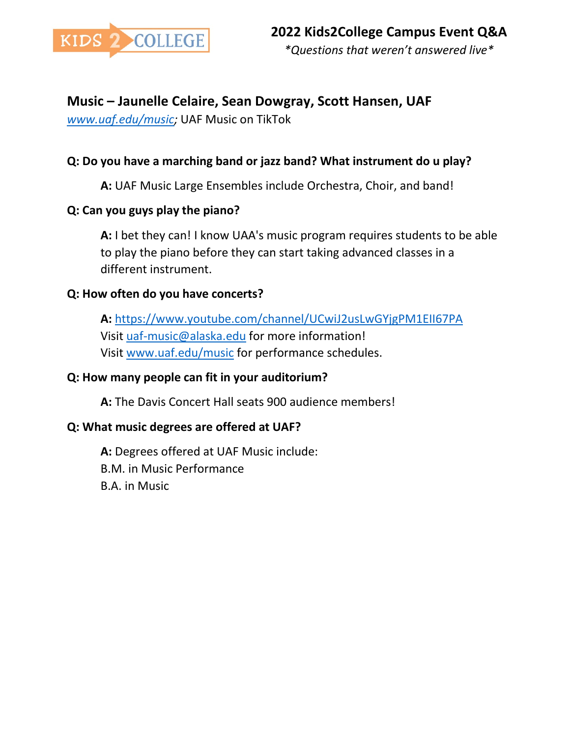## Music – Jaunelle Celaire, Sean Dowgray, Scott Hansen, UAF

[*www.uaf.edu/music*](http://www.uaf.edu/music); UAF Music on TikTok

**Q: Do you have a marching band or jazz band? What instrument do u play?**

> **A:** UAF Music Large Ensembles include Orchestra, Choir, and band!

**Q: Can you guys play the piano?**

> **A:** I bet they can! I know UAA's music program requires students to be able to play the piano before they can start taking advanced classes in a different instrument.

**Q: How often do you have concerts?**

> **A:** [https://www.youtube.com/channel/UCwiJ2usLwGYjgPM1EIl67PA](https://www.youtube.com/channel/UCwiJ2usLwGYjgPM1EIl67PA)
> Visit [uaf-music@alaska.edu](mailto:uaf-music@alaska.edu) for more information!
> Visit [www.uaf.edu/music](http://www.uaf.edu/music) for performance schedules.

**Q: How many people can fit in your auditorium?**

> **A:** The Davis Concert Hall seats 900 audience members!

**Q: What music degrees are offered at UAF?**

> **A:** Degrees offered at UAF Music include:
> B.M. in Music Performance
> B.A. in Music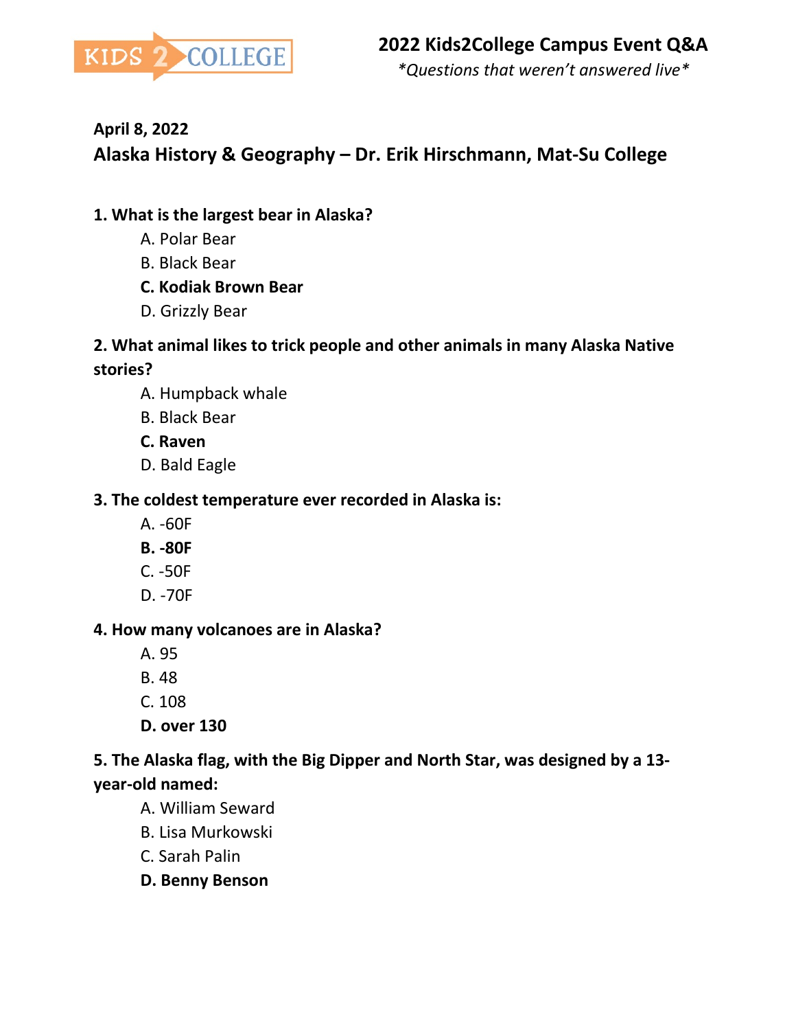**2022 Kids2College Campus Event Q&A**

*\*Questions that weren't answered live\**

**April 8, 2022**

## Alaska History & Geography – Dr. Erik Hirschmann, Mat-Su College

**1. What is the largest bear in Alaska?**

A. Polar Bear
B. Black Bear
**C. Kodiak Brown Bear**
D. Grizzly Bear

**2. What animal likes to trick people and other animals in many Alaska Native stories?**

A. Humpback whale
B. Black Bear
**C. Raven**
D. Bald Eagle

**3. The coldest temperature ever recorded in Alaska is:**

A. -60F
**B. -80F**
C. -50F
D. -70F

**4. How many volcanoes are in Alaska?**

A. 95
B. 48
C. 108
**D. over 130**

**5. The Alaska flag, with the Big Dipper and North Star, was designed by a 13-year-old named:**

A. William Seward
B. Lisa Murkowski
C. Sarah Palin
**D. Benny Benson**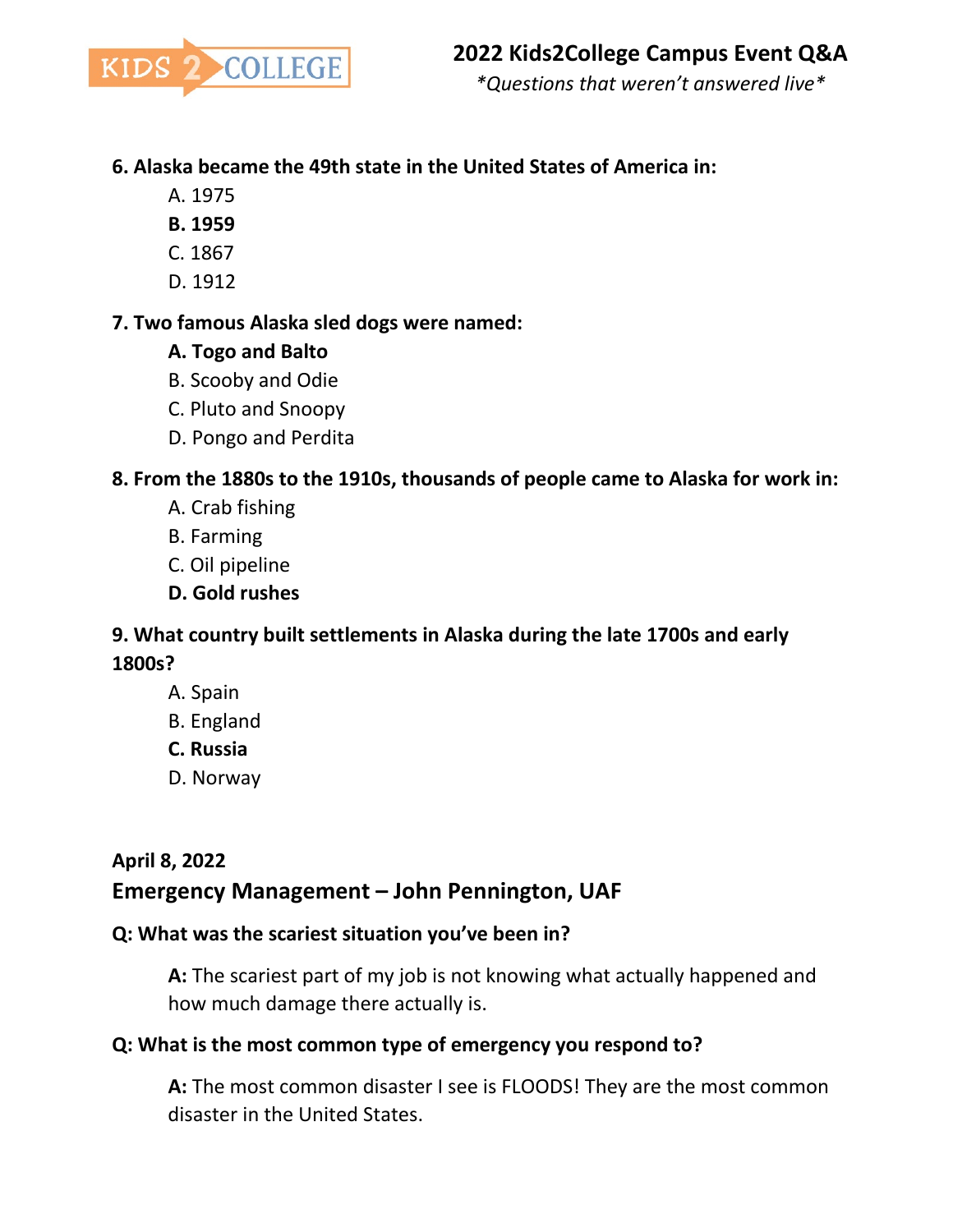**6. Alaska became the 49th state in the United States of America in:**

A. 1975
**B. 1959**
C. 1867
D. 1912

**7. Two famous Alaska sled dogs were named:**

**A. Togo and Balto**
B. Scooby and Odie
C. Pluto and Snoopy
D. Pongo and Perdita

**8. From the 1880s to the 1910s, thousands of people came to Alaska for work in:**

A. Crab fishing
B. Farming
C. Oil pipeline
**D. Gold rushes**

**9. What country built settlements in Alaska during the late 1700s and early 1800s?**

A. Spain
B. England
**C. Russia**
D. Norway

**April 8, 2022**

## Emergency Management – John Pennington, UAF

**Q: What was the scariest situation you've been in?**

**A:** The scariest part of my job is not knowing what actually happened and how much damage there actually is.

**Q: What is the most common type of emergency you respond to?**

**A:** The most common disaster I see is FLOODS! They are the most common disaster in the United States.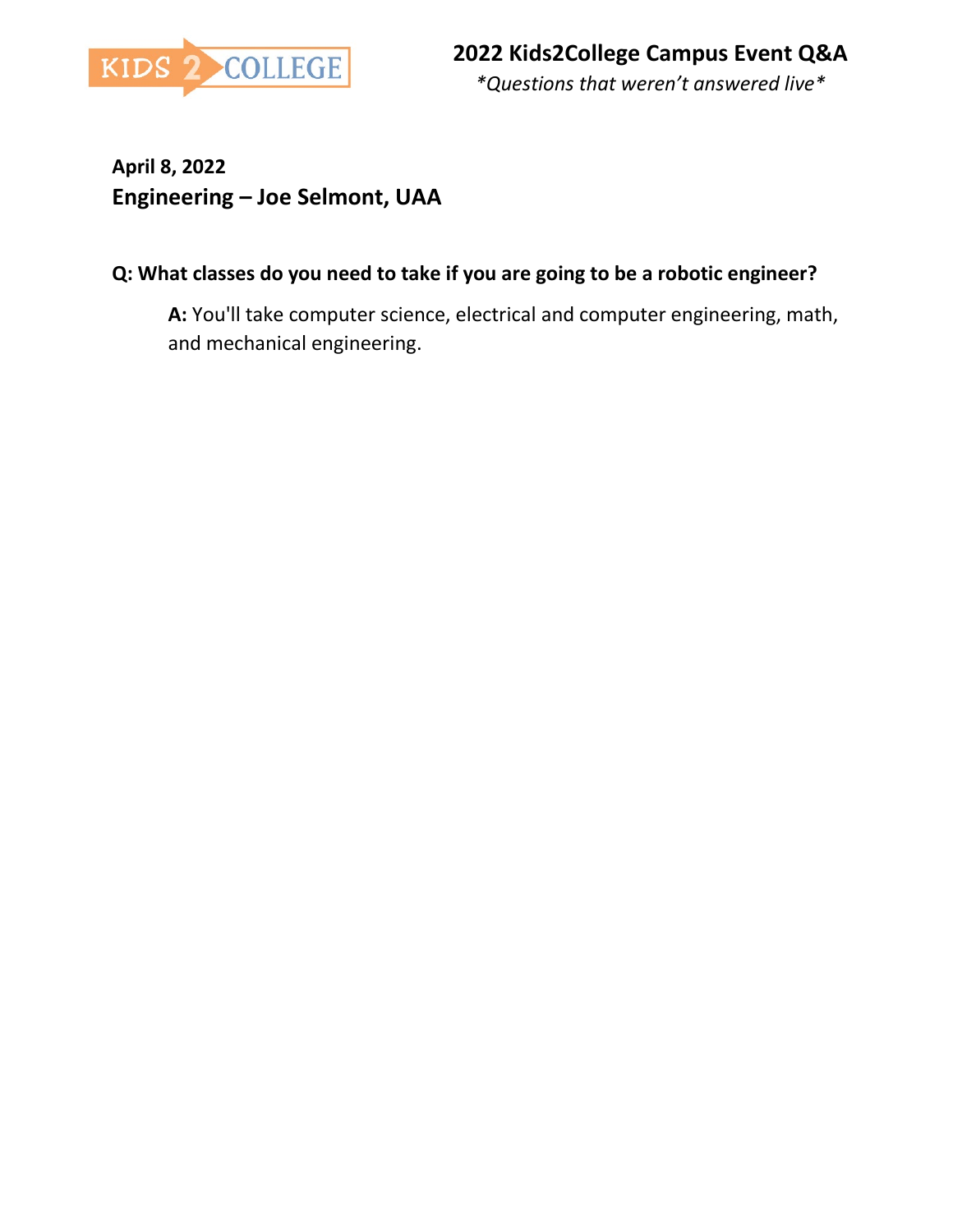**April 8, 2022**

## Engineering – Joe Selmont, UAA

**Q: What classes do you need to take if you are going to be a robotic engineer?**

**A:** You'll take computer science, electrical and computer engineering, math, and mechanical engineering.